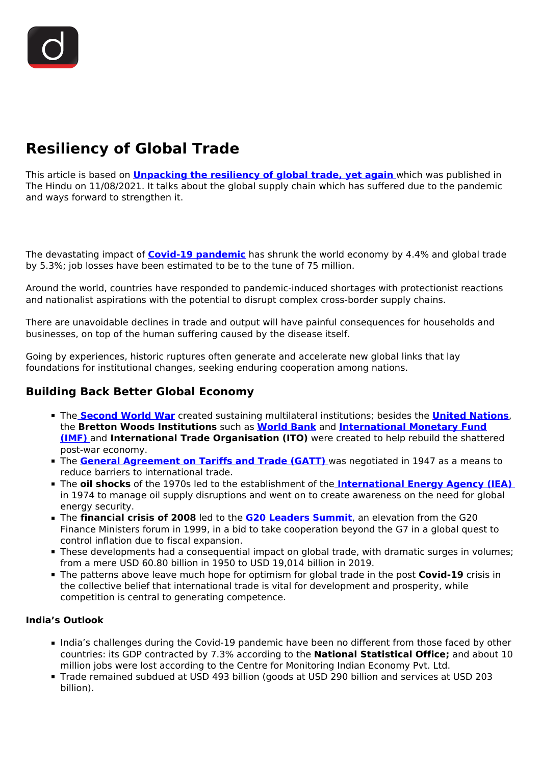# Resiliency of Global Trade

This article is based on **Unpacking the resiliency of global trade, yet again** which was published in The Hindu on 11/08/2021. It talks about the global supply chain which has suffered due to the pandemic and ways forward to strengthen it.

The devastating impact of **Covid-19 pandemic** has shrunk the world economy by 4.4% and global trade by 5.3%; job losses have been estimated to be to the tune of 75 million.

Around the world, countries have responded to pandemic-induced shortages with protectionist reactions and nationalist aspirations with the potential to disrupt complex cross-border supply chains.

There are unavoidable declines in trade and output will have painful consequences for households and businesses, on top of the human suffering caused by the disease itself.

Going by experiences, historic ruptures often generate and accelerate new global links that lay foundations for institutional changes, seeking enduring cooperation among nations.

## Building Back Better Global Economy

- The **Second World War** created sustaining multilateral institutions; besides the **United Nations**, the **Bretton Woods Institutions** such as **World Bank** and **International Monetary Fund (IMF)** and **International Trade Organisation (ITO)** were created to help rebuild the shattered post-war economy.
- The **General Agreement on Tariffs and Trade (GATT)** was negotiated in 1947 as a means to reduce barriers to international trade.
- The **oil shocks** of the 1970s led to the establishment of the **International Energy Agency (IEA)** in 1974 to manage oil supply disruptions and went on to create awareness on the need for global energy security.
- The **financial crisis of 2008** led to the **G20 Leaders Summit**, an elevation from the G20 Finance Ministers forum in 1999, in a bid to take cooperation beyond the G7 in a global quest to control inflation due to fiscal expansion.
- These developments had a consequential impact on global trade, with dramatic surges in volumes; from a mere USD 60.80 billion in 1950 to USD 19,014 billion in 2019.
- The patterns above leave much hope for optimism for global trade in the post **Covid-19** crisis in the collective belief that international trade is vital for development and prosperity, while competition is central to generating competence.

### India's Outlook

- India's challenges during the Covid-19 pandemic have been no different from those faced by other countries: its GDP contracted by 7.3% according to the **National Statistical Office;** and about 10 million jobs were lost according to the Centre for Monitoring Indian Economy Pvt. Ltd.
- Trade remained subdued at USD 493 billion (goods at USD 290 billion and services at USD 203 billion).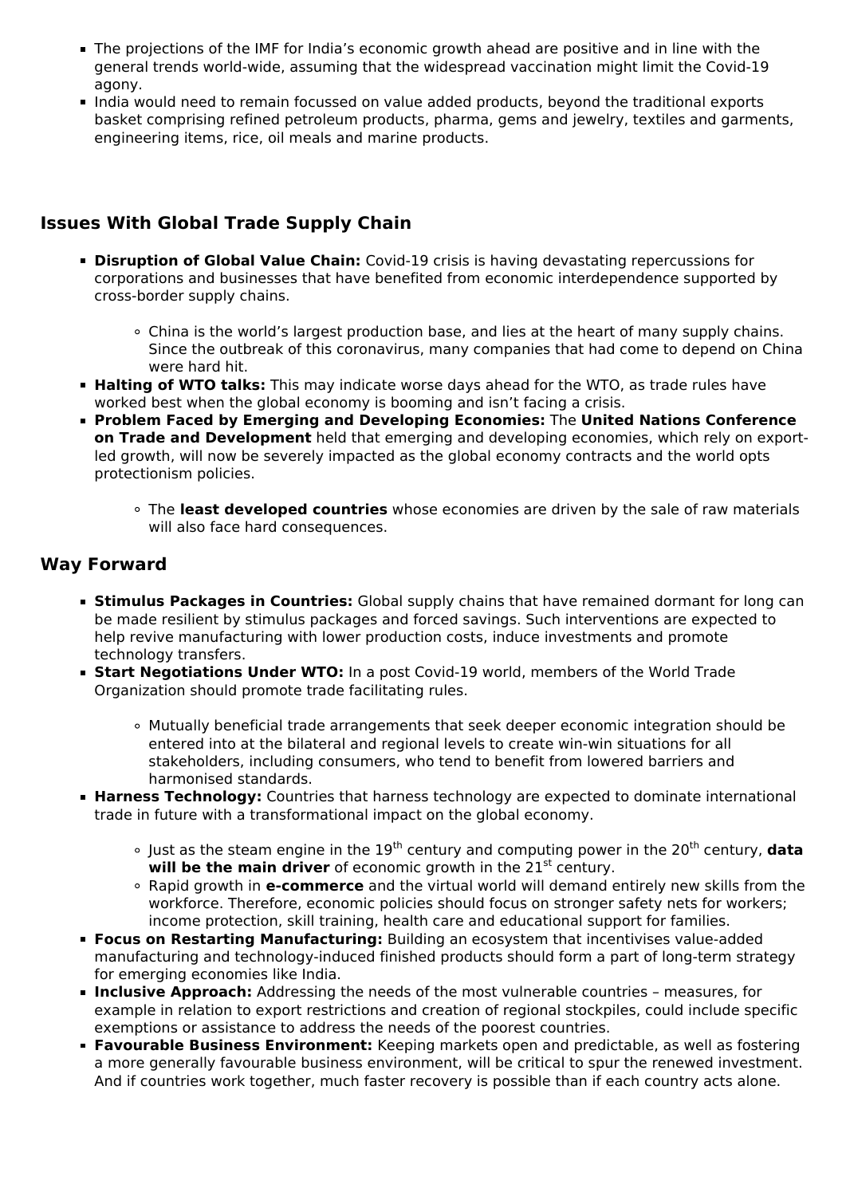- The projections of the IMF for India's economic growth ahead are positive and in line with the general trends world-wide, assuming that the widespread vaccination might limit the Covid-19 agony.
- India would need to remain focussed on value added products, beyond the traditional exports basket comprising refined petroleum products, pharma, gems and jewelry, textiles and garments, engineering items, rice, oil meals and marine products.

## Issues With Global Trade Supply Chain

- **Disruption of Global Value Chain:** Covid-19 crisis is having devastating repercussions for corporations and businesses that have benefited from economic interdependence supported by cross-border supply chains.
  - China is the world's largest production base, and lies at the heart of many supply chains. Since the outbreak of this coronavirus, many companies that had come to depend on China were hard hit.
- **Halting of WTO talks:** This may indicate worse days ahead for the WTO, as trade rules have worked best when the global economy is booming and isn't facing a crisis.
- **Problem Faced by Emerging and Developing Economies:** The **United Nations Conference on Trade and Development** held that emerging and developing economies, which rely on export-led growth, will now be severely impacted as the global economy contracts and the world opts protectionism policies.
  - The **least developed countries** whose economies are driven by the sale of raw materials will also face hard consequences.

## Way Forward

- **Stimulus Packages in Countries:** Global supply chains that have remained dormant for long can be made resilient by stimulus packages and forced savings. Such interventions are expected to help revive manufacturing with lower production costs, induce investments and promote technology transfers.
- **Start Negotiations Under WTO:** In a post Covid-19 world, members of the World Trade Organization should promote trade facilitating rules.
  - Mutually beneficial trade arrangements that seek deeper economic integration should be entered into at the bilateral and regional levels to create win-win situations for all stakeholders, including consumers, who tend to benefit from lowered barriers and harmonised standards.
- **Harness Technology:** Countries that harness technology are expected to dominate international trade in future with a transformational impact on the global economy.
  - Just as the steam engine in the 19th century and computing power in the 20th century, **data will be the main driver** of economic growth in the 21st century.
  - Rapid growth in **e-commerce** and the virtual world will demand entirely new skills from the workforce. Therefore, economic policies should focus on stronger safety nets for workers; income protection, skill training, health care and educational support for families.
- **Focus on Restarting Manufacturing:** Building an ecosystem that incentivises value-added manufacturing and technology-induced finished products should form a part of long-term strategy for emerging economies like India.
- **Inclusive Approach:** Addressing the needs of the most vulnerable countries – measures, for example in relation to export restrictions and creation of regional stockpiles, could include specific exemptions or assistance to address the needs of the poorest countries.
- **Favourable Business Environment:** Keeping markets open and predictable, as well as fostering a more generally favourable business environment, will be critical to spur the renewed investment. And if countries work together, much faster recovery is possible than if each country acts alone.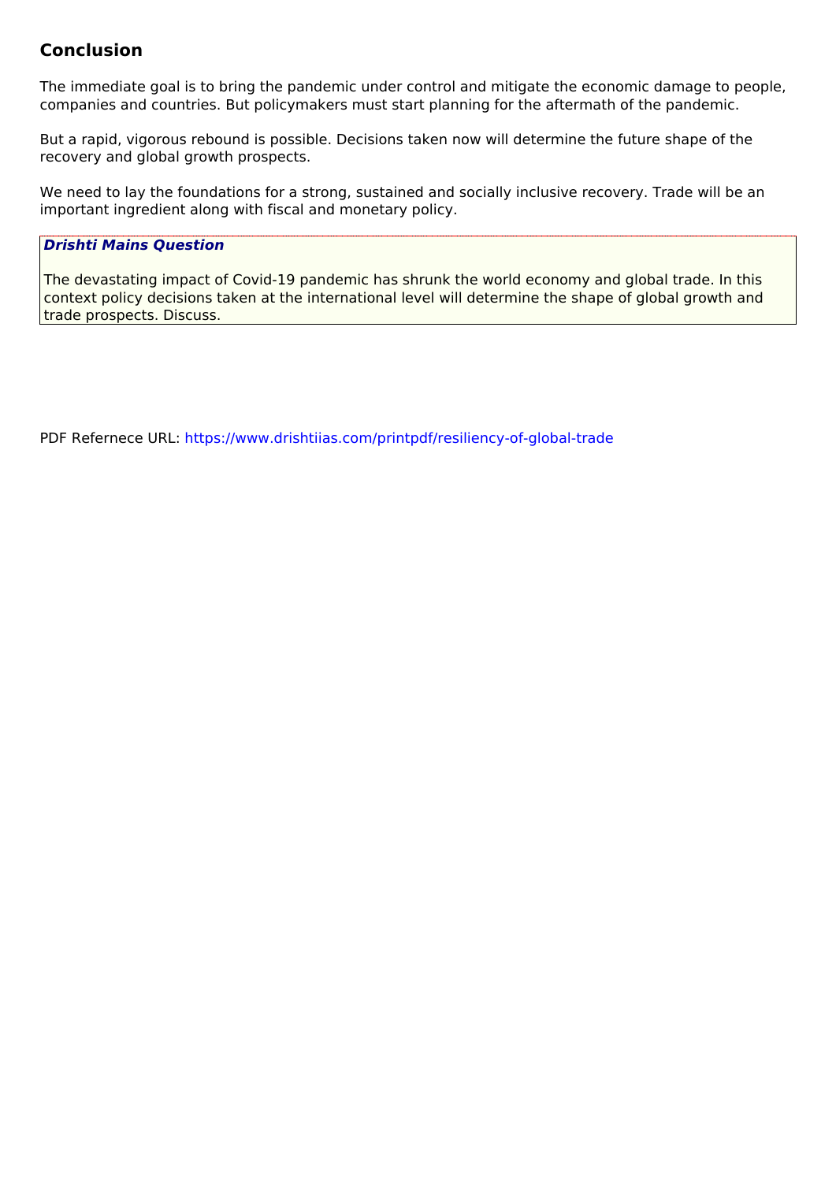## Conclusion

The immediate goal is to bring the pandemic under control and mitigate the economic damage to people, companies and countries. But policymakers must start planning for the aftermath of the pandemic.

But a rapid, vigorous rebound is possible. Decisions taken now will determine the future shape of the recovery and global growth prospects.

We need to lay the foundations for a strong, sustained and socially inclusive recovery. Trade will be an important ingredient along with fiscal and monetary policy.

***Drishti Mains Question***

The devastating impact of Covid-19 pandemic has shrunk the world economy and global trade. In this context policy decisions taken at the international level will determine the shape of global growth and trade prospects. Discuss.

PDF Refernece URL: https://www.drishtiias.com/printpdf/resiliency-of-global-trade